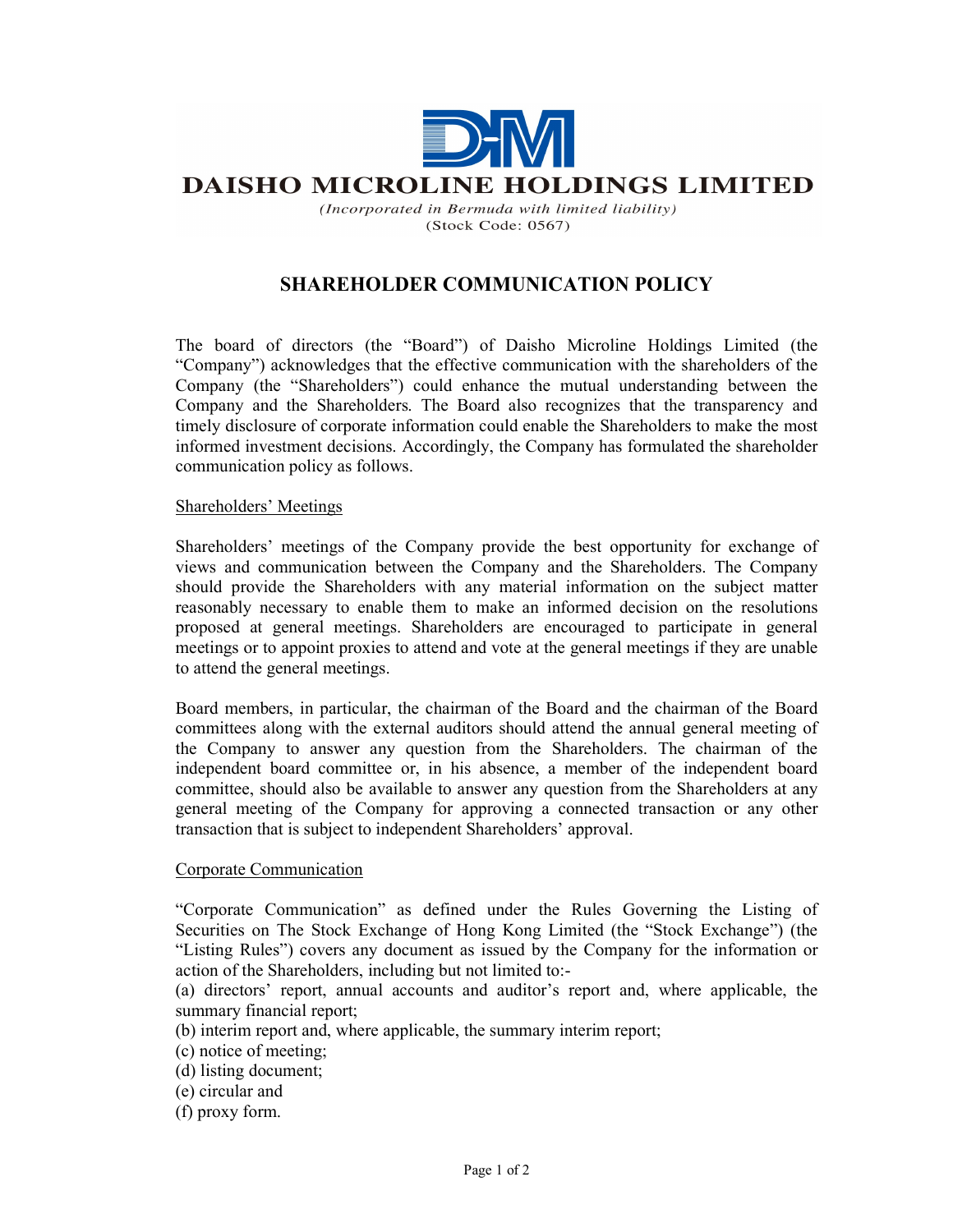# DAISHO MICROLINE HOLDINGS LIMITED

*(Incorporated in Bermuda with limited liability)*
(Stock Code: 0567)

## SHAREHOLDER COMMUNICATION POLICY

The board of directors (the "Board") of Daisho Microline Holdings Limited (the "Company") acknowledges that the effective communication with the shareholders of the Company (the "Shareholders") could enhance the mutual understanding between the Company and the Shareholders. The Board also recognizes that the transparency and timely disclosure of corporate information could enable the Shareholders to make the most informed investment decisions. Accordingly, the Company has formulated the shareholder communication policy as follows.

### Shareholders' Meetings

Shareholders' meetings of the Company provide the best opportunity for exchange of views and communication between the Company and the Shareholders. The Company should provide the Shareholders with any material information on the subject matter reasonably necessary to enable them to make an informed decision on the resolutions proposed at general meetings. Shareholders are encouraged to participate in general meetings or to appoint proxies to attend and vote at the general meetings if they are unable to attend the general meetings.

Board members, in particular, the chairman of the Board and the chairman of the Board committees along with the external auditors should attend the annual general meeting of the Company to answer any question from the Shareholders. The chairman of the independent board committee or, in his absence, a member of the independent board committee, should also be available to answer any question from the Shareholders at any general meeting of the Company for approving a connected transaction or any other transaction that is subject to independent Shareholders' approval.

### Corporate Communication

"Corporate Communication" as defined under the Rules Governing the Listing of Securities on The Stock Exchange of Hong Kong Limited (the "Stock Exchange") (the "Listing Rules") covers any document as issued by the Company for the information or action of the Shareholders, including but not limited to:-

(a) directors' report, annual accounts and auditor's report and, where applicable, the summary financial report;
(b) interim report and, where applicable, the summary interim report;
(c) notice of meeting;
(d) listing document;
(e) circular and
(f) proxy form.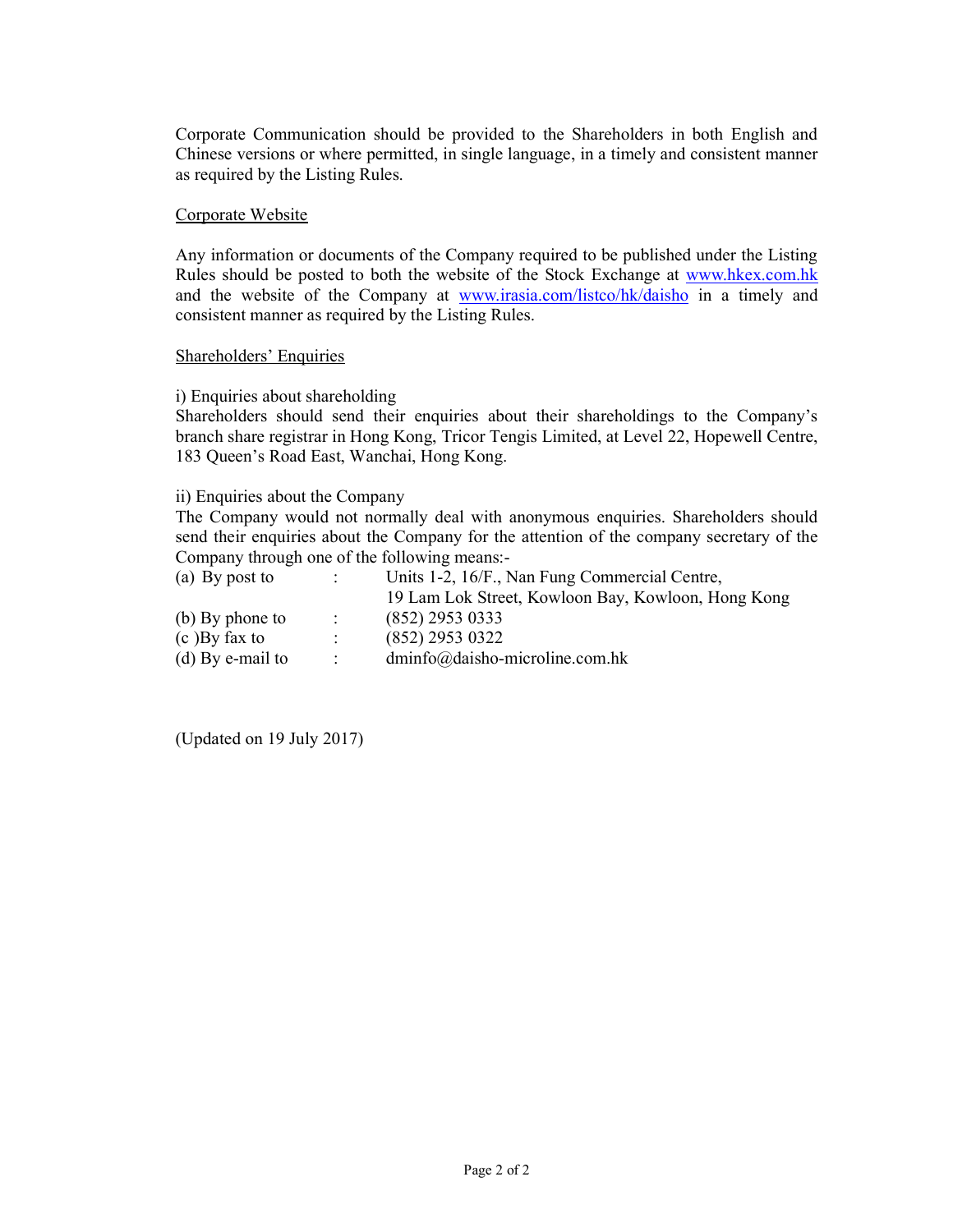Corporate Communication should be provided to the Shareholders in both English and Chinese versions or where permitted, in single language, in a timely and consistent manner as required by the Listing Rules.

Corporate Website

Any information or documents of the Company required to be published under the Listing Rules should be posted to both the website of the Stock Exchange at www.hkex.com.hk and the website of the Company at www.irasia.com/listco/hk/daisho in a timely and consistent manner as required by the Listing Rules.

Shareholders' Enquiries

i) Enquiries about shareholding
Shareholders should send their enquiries about their shareholdings to the Company's branch share registrar in Hong Kong, Tricor Tengis Limited, at Level 22, Hopewell Centre, 183 Queen's Road East, Wanchai, Hong Kong.

ii) Enquiries about the Company
The Company would not normally deal with anonymous enquiries. Shareholders should send their enquiries about the Company for the attention of the company secretary of the Company through one of the following means:-

| | | |
|---|---|---|
| (a) By post to | : | Units 1-2, 16/F., Nan Fung Commercial Centre, 19 Lam Lok Street, Kowloon Bay, Kowloon, Hong Kong |
| (b) By phone to | : | (852) 2953 0333 |
| (c )By fax to | : | (852) 2953 0322 |
| (d) By e-mail to | : | dminfo@daisho-microline.com.hk |

(Updated on 19 July 2017)